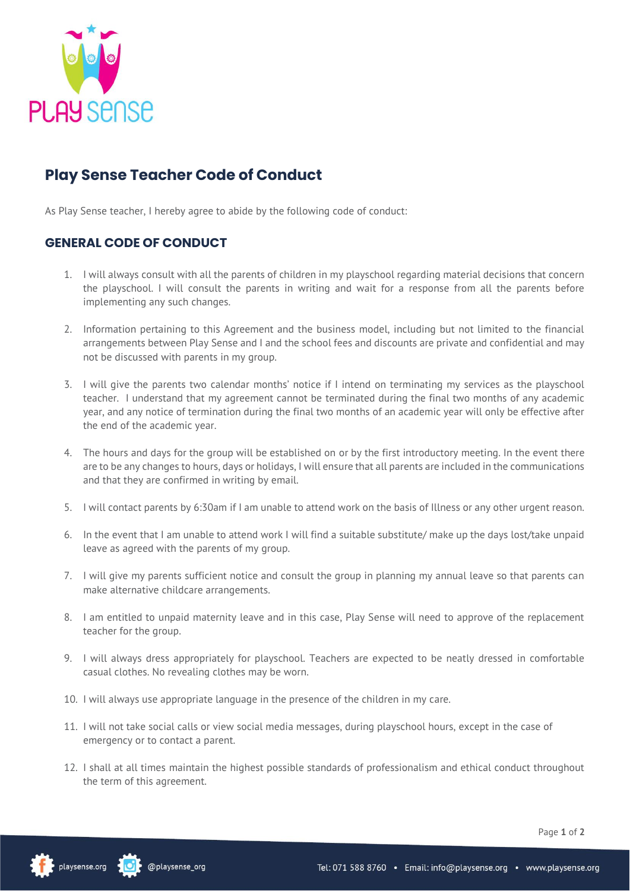# Play Sense Teacher Code of Conduct

As Play Sense teacher, I hereby agree to abide by the following code of conduct:

## GENERAL CODE OF CONDUCT

1. I will always consult with all the parents of children in my playschool regarding material decisions that concern the playschool. I will consult the parents in writing and wait for a response from all the parents before implementing any such changes.

2. Information pertaining to this Agreement and the business model, including but not limited to the financial arrangements between Play Sense and I and the school fees and discounts are private and confidential and may not be discussed with parents in my group.

3. I will give the parents two calendar months' notice if I intend on terminating my services as the playschool teacher. I understand that my agreement cannot be terminated during the final two months of any academic year, and any notice of termination during the final two months of an academic year will only be effective after the end of the academic year.

4. The hours and days for the group will be established on or by the first introductory meeting. In the event there are to be any changes to hours, days or holidays, I will ensure that all parents are included in the communications and that they are confirmed in writing by email.

5. I will contact parents by 6:30am if I am unable to attend work on the basis of Illness or any other urgent reason.

6. In the event that I am unable to attend work I will find a suitable substitute/ make up the days lost/take unpaid leave as agreed with the parents of my group.

7. I will give my parents sufficient notice and consult the group in planning my annual leave so that parents can make alternative childcare arrangements.

8. I am entitled to unpaid maternity leave and in this case, Play Sense will need to approve of the replacement teacher for the group.

9. I will always dress appropriately for playschool. Teachers are expected to be neatly dressed in comfortable casual clothes. No revealing clothes may be worn.

10. I will always use appropriate language in the presence of the children in my care.

11. I will not take social calls or view social media messages, during playschool hours, except in the case of emergency or to contact a parent.

12. I shall at all times maintain the highest possible standards of professionalism and ethical conduct throughout the term of this agreement.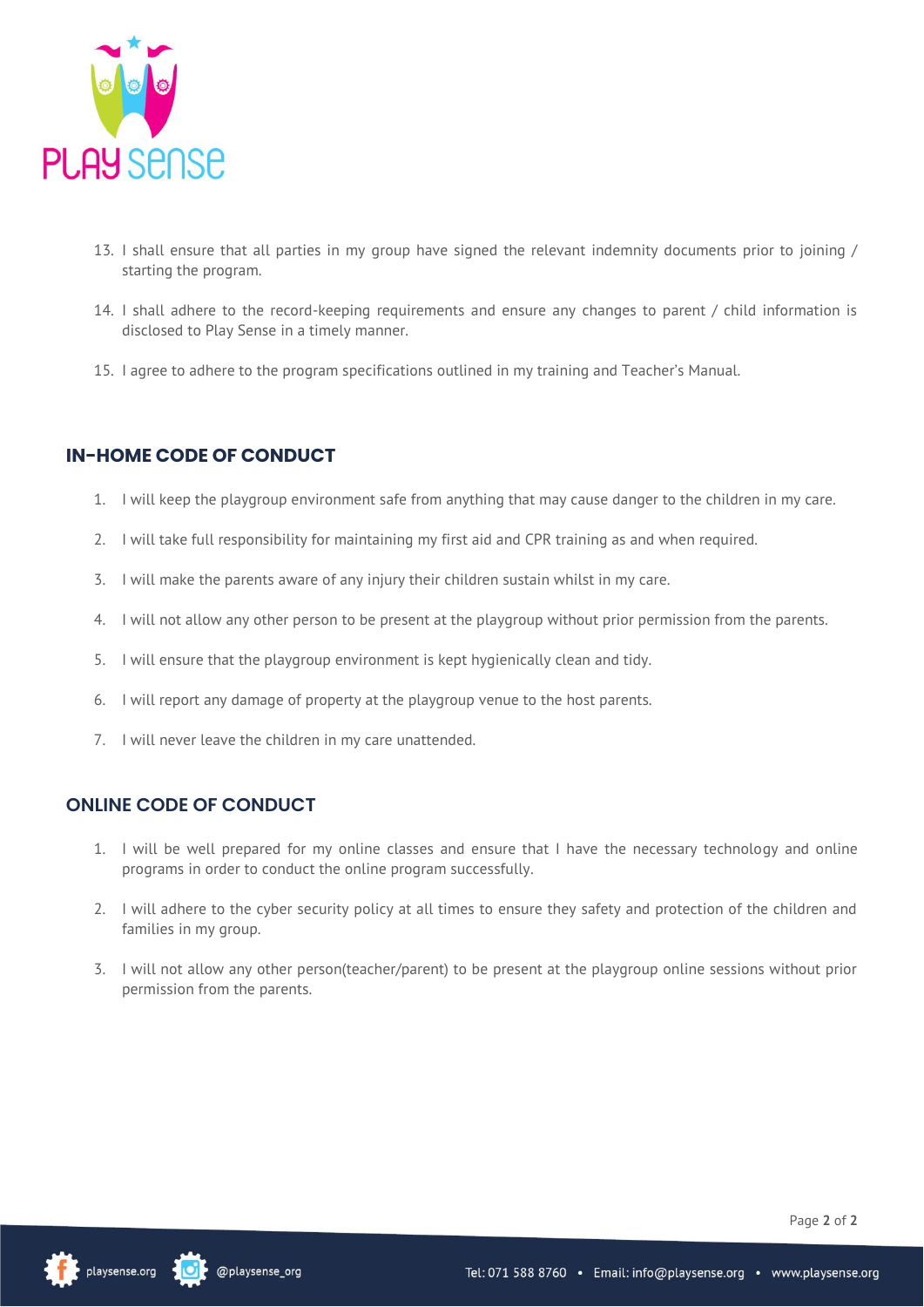13. I shall ensure that all parties in my group have signed the relevant indemnity documents prior to joining / starting the program.
14. I shall adhere to the record-keeping requirements and ensure any changes to parent / child information is disclosed to Play Sense in a timely manner.
15. I agree to adhere to the program specifications outlined in my training and Teacher's Manual.

## IN-HOME CODE OF CONDUCT

1. I will keep the playgroup environment safe from anything that may cause danger to the children in my care.
2. I will take full responsibility for maintaining my first aid and CPR training as and when required.
3. I will make the parents aware of any injury their children sustain whilst in my care.
4. I will not allow any other person to be present at the playgroup without prior permission from the parents.
5. I will ensure that the playgroup environment is kept hygienically clean and tidy.
6. I will report any damage of property at the playgroup venue to the host parents.
7. I will never leave the children in my care unattended.

## ONLINE CODE OF CONDUCT

1. I will be well prepared for my online classes and ensure that I have the necessary technology and online programs in order to conduct the online program successfully.
2. I will adhere to the cyber security policy at all times to ensure they safety and protection of the children and families in my group.
3. I will not allow any other person(teacher/parent) to be present at the playgroup online sessions without prior permission from the parents.